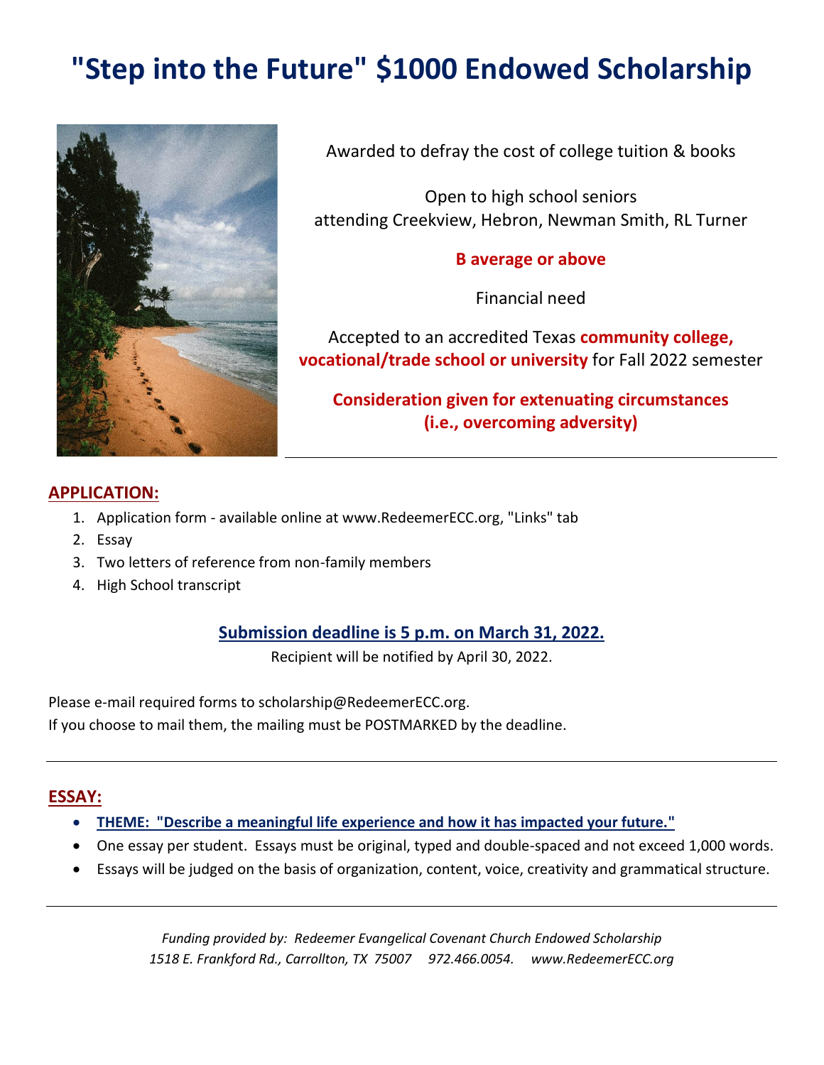# "Step into the Future" $1000 Endowed Scholarship

Awarded to defray the cost of college tuition & books

Open to high school seniors
attending Creekview, Hebron, Newman Smith, RL Turner

**B average or above**

Financial need

Accepted to an accredited Texas **community college, vocational/trade school or university** for Fall 2022 semester

**Consideration given for extenuating circumstances (i.e., overcoming adversity)**

---

## APPLICATION:

1. Application form - available online at www.RedeemerECC.org, "Links" tab
2. Essay
3. Two letters of reference from non-family members
4. High School transcript

**Submission deadline is 5 p.m. on March 31, 2022.**

Recipient will be notified by April 30, 2022.

Please e-mail required forms to scholarship@RedeemerECC.org.
If you choose to mail them, the mailing must be POSTMARKED by the deadline.

---

## ESSAY:

- **THEME: "Describe a meaningful life experience and how it has impacted your future."**
- One essay per student. Essays must be original, typed and double-spaced and not exceed 1,000 words.
- Essays will be judged on the basis of organization, content, voice, creativity and grammatical structure.

---

*Funding provided by: Redeemer Evangelical Covenant Church Endowed Scholarship*
*1518 E. Frankford Rd., Carrollton, TX 75007 972.466.0054. www.RedeemerECC.org*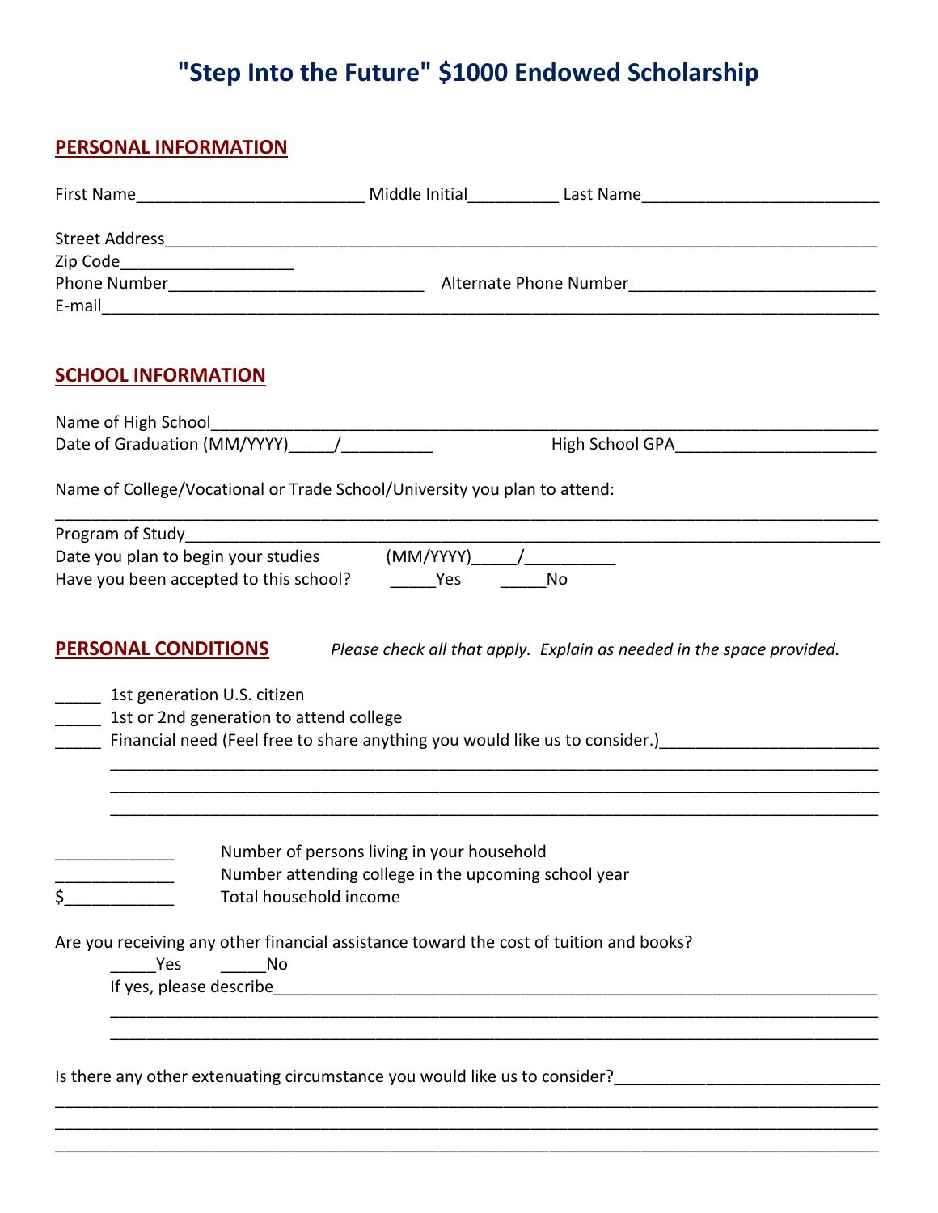# "Step Into the Future" $1000 Endowed Scholarship

## PERSONAL INFORMATION

First Name_________________________ Middle Initial__________ Last Name__________________________

Street Address___________________________________________________________________________
Zip Code___________________
Phone Number____________________________ Alternate Phone Number___________________________
E-mail__________________________________________________________________________________

## SCHOOL INFORMATION

Name of High School_______________________________________________________________________
Date of Graduation (MM/YYYY)_____/__________ High School GPA______________________

Name of College/Vocational or Trade School/University you plan to attend:
_______________________________________________________________________________________
Program of Study__________________________________________________________________________
Date you plan to begin your studies (MM/YYYY)_____/__________
Have you been accepted to this school? _____Yes _____No

## PERSONAL CONDITIONS

*Please check all that apply. Explain as needed in the space provided.*

_____ 1st generation U.S. citizen
_____ 1st or 2nd generation to attend college
_____ Financial need (Feel free to share anything you would like us to consider.)________________________
_______________________________________________________________________________________
_______________________________________________________________________________________
_______________________________________________________________________________________

_____________ Number of persons living in your household
_____________ Number attending college in the upcoming school year
$____________ Total household income

Are you receiving any other financial assistance toward the cost of tuition and books?
_____Yes _____No
If yes, please describe_____________________________________________________________________
_______________________________________________________________________________________
_______________________________________________________________________________________

Is there any other extenuating circumstance you would like us to consider?_____________________________
_______________________________________________________________________________________
_______________________________________________________________________________________
_______________________________________________________________________________________